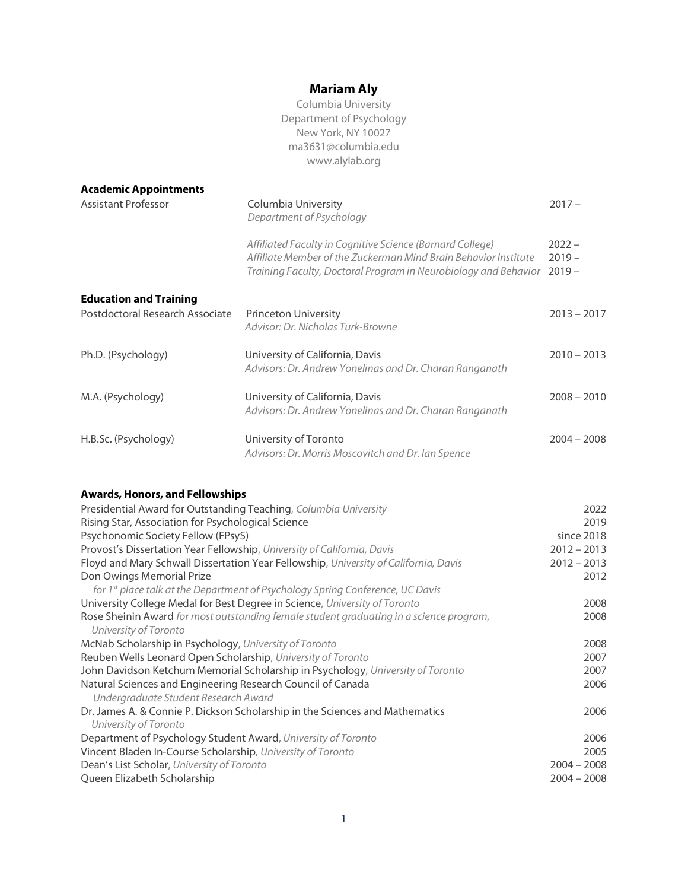# Mariam Aly

Columbia University
Department of Psychology
New York, NY 10027
ma3631@columbia.edu
www.alylab.org

## Academic Appointments

| | | |
|---|---|---|
| Assistant Professor | Columbia University<br>*Department of Psychology* | 2017 – |
| | *Affiliated Faculty in Cognitive Science (Barnard College)* | 2022 – |
| | *Affiliate Member of the Zuckerman Mind Brain Behavior Institute* | 2019 – |
| | *Training Faculty, Doctoral Program in Neurobiology and Behavior* | 2019 – |

## Education and Training

| | | |
|---|---|---|
| Postdoctoral Research Associate | Princeton University<br>*Advisor: Dr. Nicholas Turk-Browne* | 2013 – 2017 |
| Ph.D. (Psychology) | University of California, Davis<br>*Advisors: Dr. Andrew Yonelinas and Dr. Charan Ranganath* | 2010 – 2013 |
| M.A. (Psychology) | University of California, Davis<br>*Advisors: Dr. Andrew Yonelinas and Dr. Charan Ranganath* | 2008 – 2010 |
| H.B.Sc. (Psychology) | University of Toronto<br>*Advisors: Dr. Morris Moscovitch and Dr. Ian Spence* | 2004 – 2008 |

## Awards, Honors, and Fellowships

| | |
|---|---|
| Presidential Award for Outstanding Teaching, *Columbia University* | 2022 |
| Rising Star, Association for Psychological Science | 2019 |
| Psychonomic Society Fellow (FPsyS) | since 2018 |
| Provost's Dissertation Year Fellowship, *University of California, Davis* | 2012 – 2013 |
| Floyd and Mary Schwall Dissertation Year Fellowship, *University of California, Davis* | 2012 – 2013 |
| Don Owings Memorial Prize<br>*for 1st place talk at the Department of Psychology Spring Conference, UC Davis* | 2012 |
| University College Medal for Best Degree in Science, *University of Toronto* | 2008 |
| Rose Sheinin Award *for most outstanding female student graduating in a science program, University of Toronto* | 2008 |
| McNab Scholarship in Psychology, *University of Toronto* | 2008 |
| Reuben Wells Leonard Open Scholarship, *University of Toronto* | 2007 |
| John Davidson Ketchum Memorial Scholarship in Psychology, *University of Toronto* | 2007 |
| Natural Sciences and Engineering Research Council of Canada<br>*Undergraduate Student Research Award* | 2006 |
| Dr. James A. & Connie P. Dickson Scholarship in the Sciences and Mathematics<br>*University of Toronto* | 2006 |
| Department of Psychology Student Award, *University of Toronto* | 2006 |
| Vincent Bladen In-Course Scholarship, *University of Toronto* | 2005 |
| Dean's List Scholar, *University of Toronto* | 2004 – 2008 |
| Queen Elizabeth Scholarship | 2004 – 2008 |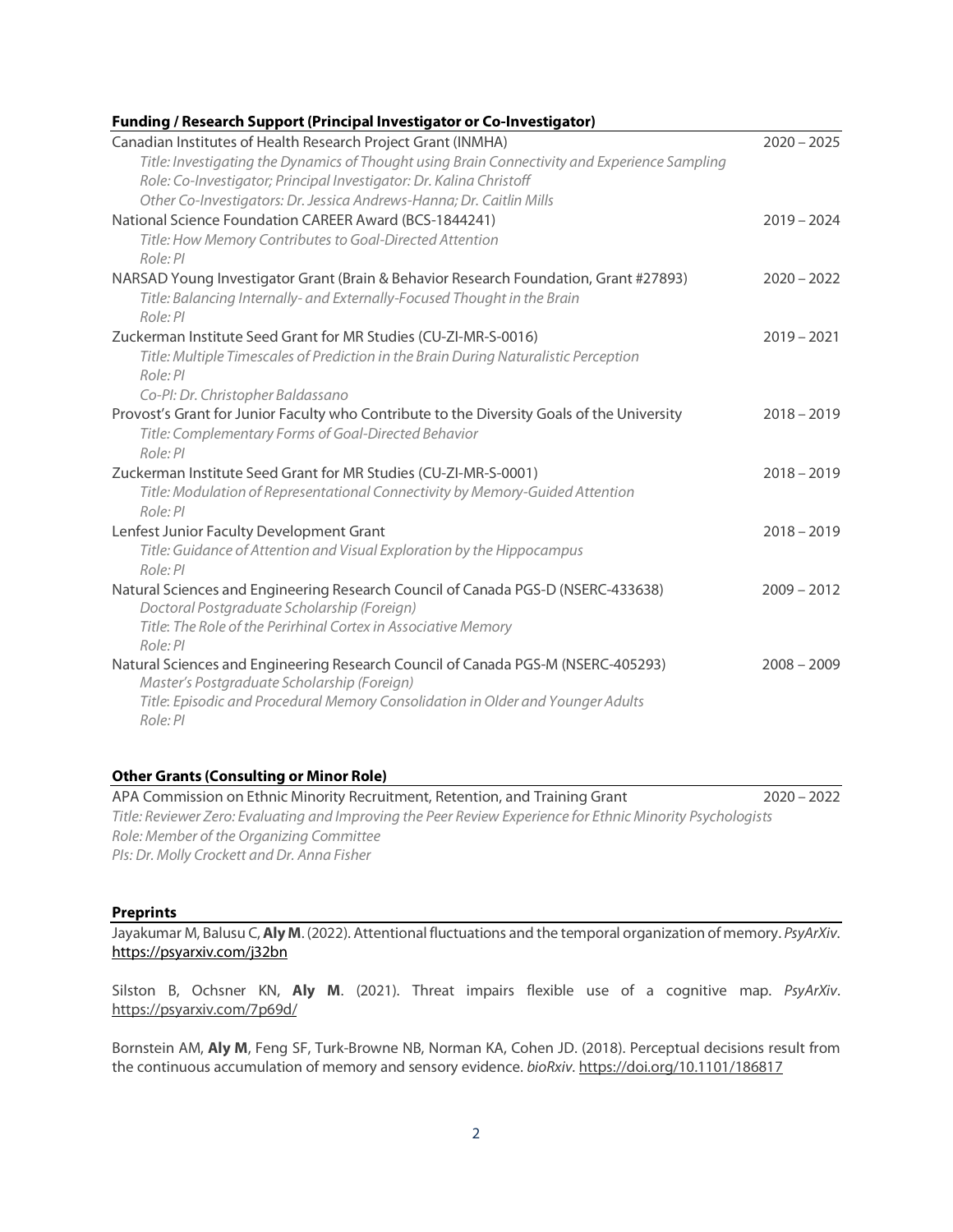### Funding / Research Support (Principal Investigator or Co-Investigator)

Canadian Institutes of Health Research Project Grant (INMHA) 2020 – 2025
*Title: Investigating the Dynamics of Thought using Brain Connectivity and Experience Sampling*
*Role: Co-Investigator; Principal Investigator: Dr. Kalina Christoff*
*Other Co-Investigators: Dr. Jessica Andrews-Hanna; Dr. Caitlin Mills*

National Science Foundation CAREER Award (BCS-1844241) 2019 – 2024
*Title: How Memory Contributes to Goal-Directed Attention*
*Role: PI*

NARSAD Young Investigator Grant (Brain & Behavior Research Foundation, Grant #27893) 2020 – 2022
*Title: Balancing Internally- and Externally-Focused Thought in the Brain*
*Role: PI*

Zuckerman Institute Seed Grant for MR Studies (CU-ZI-MR-S-0016) 2019 – 2021
*Title: Multiple Timescales of Prediction in the Brain During Naturalistic Perception*
*Role: PI*
*Co-PI: Dr. Christopher Baldassano*

Provost's Grant for Junior Faculty who Contribute to the Diversity Goals of the University 2018 – 2019
*Title: Complementary Forms of Goal-Directed Behavior*
*Role: PI*

Zuckerman Institute Seed Grant for MR Studies (CU-ZI-MR-S-0001) 2018 – 2019
*Title: Modulation of Representational Connectivity by Memory-Guided Attention*
*Role: PI*

Lenfest Junior Faculty Development Grant 2018 – 2019
*Title: Guidance of Attention and Visual Exploration by the Hippocampus*
*Role: PI*

Natural Sciences and Engineering Research Council of Canada PGS-D (NSERC-433638) 2009 – 2012
*Doctoral Postgraduate Scholarship (Foreign)*
*Title: The Role of the Perirhinal Cortex in Associative Memory*
*Role: PI*

Natural Sciences and Engineering Research Council of Canada PGS-M (NSERC-405293) 2008 – 2009
*Master's Postgraduate Scholarship (Foreign)*
*Title: Episodic and Procedural Memory Consolidation in Older and Younger Adults*
*Role: PI*

### Other Grants (Consulting or Minor Role)

APA Commission on Ethnic Minority Recruitment, Retention, and Training Grant 2020 – 2022
*Title: Reviewer Zero: Evaluating and Improving the Peer Review Experience for Ethnic Minority Psychologists*
*Role: Member of the Organizing Committee*
*PIs: Dr. Molly Crockett and Dr. Anna Fisher*

### Preprints

Jayakumar M, Balusu C, **Aly M**. (2022). Attentional fluctuations and the temporal organization of memory. *PsyArXiv*. https://psyarxiv.com/j32bn

Silston B, Ochsner KN, **Aly M**. (2021). Threat impairs flexible use of a cognitive map. *PsyArXiv*. https://psyarxiv.com/7p69d/

Bornstein AM, **Aly M**, Feng SF, Turk-Browne NB, Norman KA, Cohen JD. (2018). Perceptual decisions result from the continuous accumulation of memory and sensory evidence. *bioRxiv*. https://doi.org/10.1101/186817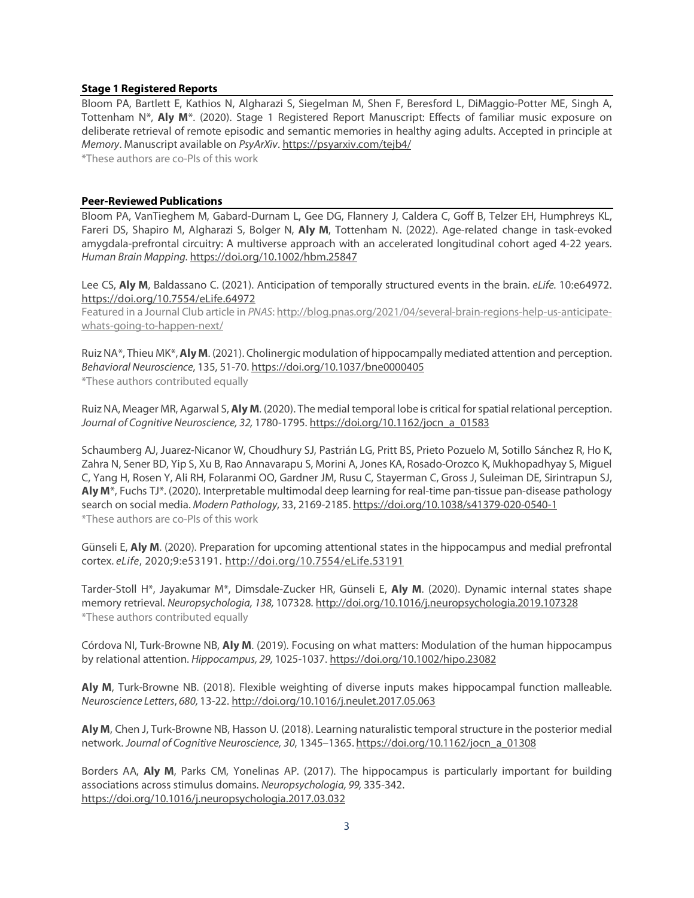### Stage 1 Registered Reports

Bloom PA, Bartlett E, Kathios N, Algharazi S, Siegelman M, Shen F, Beresford L, DiMaggio-Potter ME, Singh A, Tottenham N*, **Aly M***. (2020). Stage 1 Registered Report Manuscript: Effects of familiar music exposure on deliberate retrieval of remote episodic and semantic memories in healthy aging adults. Accepted in principle at *Memory*. Manuscript available on *PsyArXiv*. https://psyarxiv.com/tejb4/
*These authors are co-PIs of this work

### Peer-Reviewed Publications

Bloom PA, VanTieghem M, Gabard-Durnam L, Gee DG, Flannery J, Caldera C, Goff B, Telzer EH, Humphreys KL, Fareri DS, Shapiro M, Algharazi S, Bolger N, **Aly M**, Tottenham N. (2022). Age-related change in task-evoked amygdala-prefrontal circuitry: A multiverse approach with an accelerated longitudinal cohort aged 4-22 years. *Human Brain Mapping*. https://doi.org/10.1002/hbm.25847

Lee CS, **Aly M**, Baldassano C. (2021). Anticipation of temporally structured events in the brain. *eLife*. 10:e64972. https://doi.org/10.7554/eLife.64972
Featured in a Journal Club article in *PNAS*: http://blog.pnas.org/2021/04/several-brain-regions-help-us-anticipate-whats-going-to-happen-next/

Ruiz NA*, Thieu MK*, **Aly M**. (2021). Cholinergic modulation of hippocampally mediated attention and perception. *Behavioral Neuroscience*, 135, 51-70. https://doi.org/10.1037/bne0000405
*These authors contributed equally

Ruiz NA, Meager MR, Agarwal S, **Aly M**. (2020). The medial temporal lobe is critical for spatial relational perception. *Journal of Cognitive Neuroscience, 32,* 1780-1795. https://doi.org/10.1162/jocn_a_01583

Schaumberg AJ, Juarez-Nicanor W, Choudhury SJ, Pastrián LG, Pritt BS, Prieto Pozuelo M, Sotillo Sánchez R, Ho K, Zahra N, Sener BD, Yip S, Xu B, Rao Annavarapu S, Morini A, Jones KA, Rosado-Orozco K, Mukhopadhyay S, Miguel C, Yang H, Rosen Y, Ali RH, Folaranmi OO, Gardner JM, Rusu C, Stayerman C, Gross J, Suleiman DE, Sirintrapun SJ, **Aly M***, Fuchs TJ*. (2020). Interpretable multimodal deep learning for real-time pan-tissue pan-disease pathology search on social media. *Modern Pathology*, 33, 2169-2185. https://doi.org/10.1038/s41379-020-0540-1
*These authors are co-PIs of this work

Günseli E, **Aly M**. (2020). Preparation for upcoming attentional states in the hippocampus and medial prefrontal cortex. *eLife*, 2020;9:e53191. http://doi.org/10.7554/eLife.53191

Tarder-Stoll H*, Jayakumar M*, Dimsdale-Zucker HR, Günseli E, **Aly M**. (2020). Dynamic internal states shape memory retrieval. *Neuropsychologia, 138,* 107328. http://doi.org/10.1016/j.neuropsychologia.2019.107328
*These authors contributed equally

Córdova NI, Turk-Browne NB, **Aly M**. (2019). Focusing on what matters: Modulation of the human hippocampus by relational attention. *Hippocampus, 29,* 1025-1037. https://doi.org/10.1002/hipo.23082

**Aly M**, Turk-Browne NB. (2018). Flexible weighting of diverse inputs makes hippocampal function malleable. *Neuroscience Letters*, *680,* 13-22. http://doi.org/10.1016/j.neulet.2017.05.063

**Aly M**, Chen J, Turk-Browne NB, Hasson U. (2018). Learning naturalistic temporal structure in the posterior medial network. *Journal of Cognitive Neuroscience, 30*, 1345–1365. https://doi.org/10.1162/jocn_a_01308

Borders AA, **Aly M**, Parks CM, Yonelinas AP. (2017). The hippocampus is particularly important for building associations across stimulus domains. *Neuropsychologia, 99,* 335-342. https://doi.org/10.1016/j.neuropsychologia.2017.03.032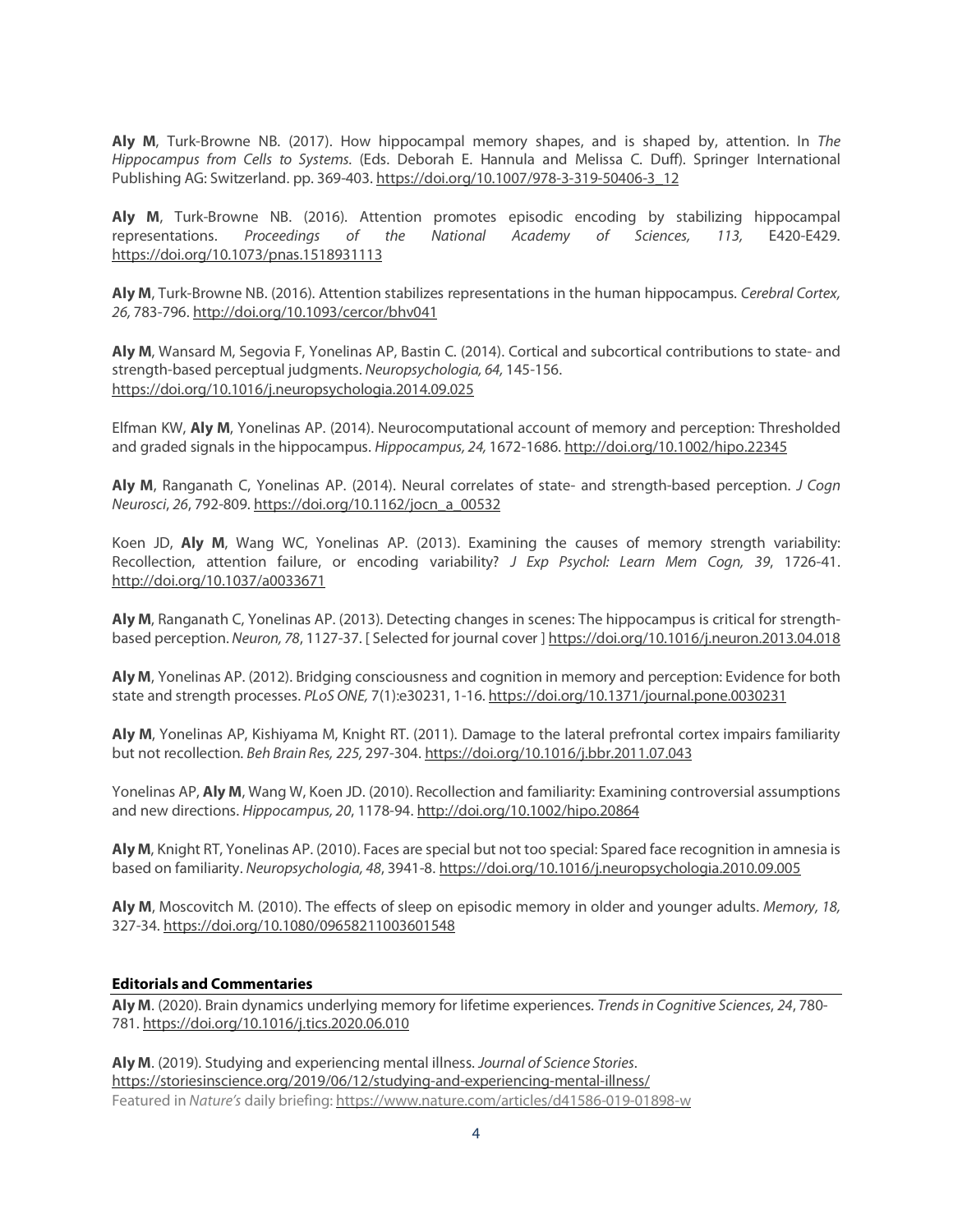**Aly M**, Turk-Browne NB. (2017). How hippocampal memory shapes, and is shaped by, attention. In *The Hippocampus from Cells to Systems.* (Eds. Deborah E. Hannula and Melissa C. Duff). Springer International Publishing AG: Switzerland. pp. 369-403. https://doi.org/10.1007/978-3-319-50406-3_12

**Aly M**, Turk-Browne NB. (2016). Attention promotes episodic encoding by stabilizing hippocampal representations. *Proceedings of the National Academy of Sciences, 113,* E420-E429. https://doi.org/10.1073/pnas.1518931113

**Aly M**, Turk-Browne NB. (2016). Attention stabilizes representations in the human hippocampus. *Cerebral Cortex, 26,* 783-796. http://doi.org/10.1093/cercor/bhv041

**Aly M**, Wansard M, Segovia F, Yonelinas AP, Bastin C. (2014). Cortical and subcortical contributions to state- and strength-based perceptual judgments. *Neuropsychologia, 64*, 145-156. https://doi.org/10.1016/j.neuropsychologia.2014.09.025

Elfman KW, **Aly M**, Yonelinas AP. (2014). Neurocomputational account of memory and perception: Thresholded and graded signals in the hippocampus. *Hippocampus, 24,* 1672-1686. http://doi.org/10.1002/hipo.22345

**Aly M**, Ranganath C, Yonelinas AP. (2014). Neural correlates of state- and strength-based perception. *J Cogn Neurosci*, *26*, 792-809. https://doi.org/10.1162/jocn_a_00532

Koen JD, **Aly M**, Wang WC, Yonelinas AP. (2013). Examining the causes of memory strength variability: Recollection, attention failure, or encoding variability? *J Exp Psychol: Learn Mem Cogn, 39*, 1726-41. http://doi.org/10.1037/a0033671

**Aly M**, Ranganath C, Yonelinas AP. (2013). Detecting changes in scenes: The hippocampus is critical for strength-based perception. *Neuron, 78*, 1127-37. [ Selected for journal cover ] https://doi.org/10.1016/j.neuron.2013.04.018

**Aly M**, Yonelinas AP. (2012). Bridging consciousness and cognition in memory and perception: Evidence for both state and strength processes. *PLoS ONE,* 7(1):e30231, 1-16. https://doi.org/10.1371/journal.pone.0030231

**Aly M**, Yonelinas AP, Kishiyama M, Knight RT. (2011). Damage to the lateral prefrontal cortex impairs familiarity but not recollection. *Beh Brain Res, 225,* 297-304. https://doi.org/10.1016/j.bbr.2011.07.043

Yonelinas AP, **Aly M**, Wang W, Koen JD. (2010). Recollection and familiarity: Examining controversial assumptions and new directions. *Hippocampus, 20*, 1178-94. http://doi.org/10.1002/hipo.20864

**Aly M**, Knight RT, Yonelinas AP. (2010). Faces are special but not too special: Spared face recognition in amnesia is based on familiarity. *Neuropsychologia, 48*, 3941-8. https://doi.org/10.1016/j.neuropsychologia.2010.09.005

**Aly M**, Moscovitch M. (2010). The effects of sleep on episodic memory in older and younger adults. *Memory, 18,* 327-34. https://doi.org/10.1080/09658211003601548

### Editorials and Commentaries

**Aly M**. (2020). Brain dynamics underlying memory for lifetime experiences. *Trends in Cognitive Sciences*, *24*, 780-781. https://doi.org/10.1016/j.tics.2020.06.010

**Aly M**. (2019). Studying and experiencing mental illness. *Journal of Science Stories*. https://storiesinscience.org/2019/06/12/studying-and-experiencing-mental-illness/
Featured in *Nature's* daily briefing: https://www.nature.com/articles/d41586-019-01898-w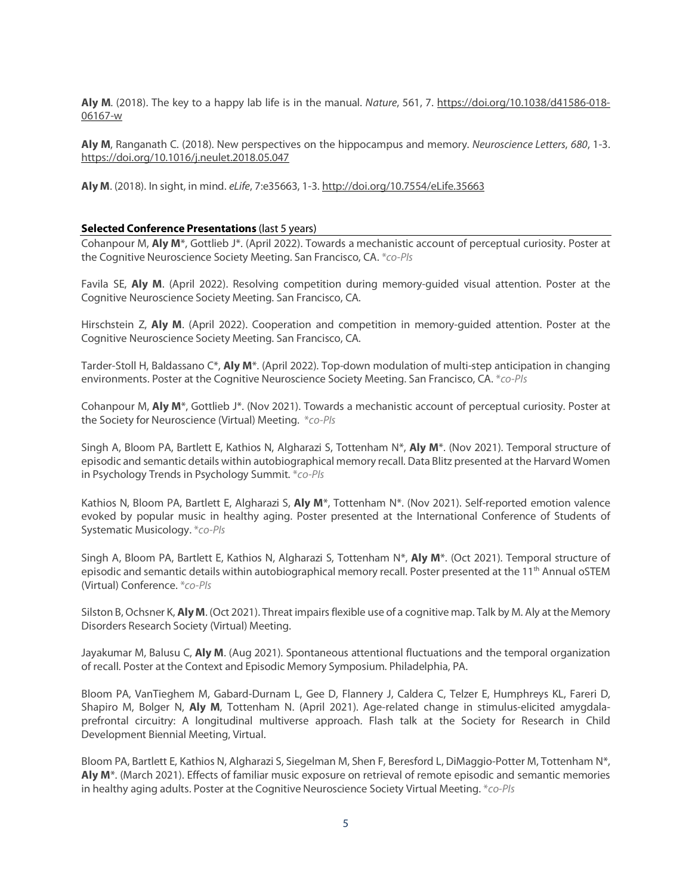**Aly M**. (2018). The key to a happy lab life is in the manual. *Nature*, 561, 7. https://doi.org/10.1038/d41586-018-06167-w

**Aly M**, Ranganath C. (2018). New perspectives on the hippocampus and memory. *Neuroscience Letters*, *680*, 1-3. https://doi.org/10.1016/j.neulet.2018.05.047

**Aly M**. (2018). In sight, in mind. *eLife*, 7:e35663, 1-3. http://doi.org/10.7554/eLife.35663

## **Selected Conference Presentations** (last 5 years)

Cohanpour M, **Aly M***, Gottlieb J*. (April 2022). Towards a mechanistic account of perceptual curiosity. Poster at the Cognitive Neuroscience Society Meeting. San Francisco, CA. **co-PIs*

Favila SE, **Aly M**. (April 2022). Resolving competition during memory-guided visual attention. Poster at the Cognitive Neuroscience Society Meeting. San Francisco, CA.

Hirschstein Z, **Aly M**. (April 2022). Cooperation and competition in memory-guided attention. Poster at the Cognitive Neuroscience Society Meeting. San Francisco, CA.

Tarder-Stoll H, Baldassano C*, **Aly M***. (April 2022). Top-down modulation of multi-step anticipation in changing environments. Poster at the Cognitive Neuroscience Society Meeting. San Francisco, CA. **co-PIs*

Cohanpour M, **Aly M***, Gottlieb J*. (Nov 2021). Towards a mechanistic account of perceptual curiosity. Poster at the Society for Neuroscience (Virtual) Meeting. **co-PIs*

Singh A, Bloom PA, Bartlett E, Kathios N, Algharazi S, Tottenham N*, **Aly M***. (Nov 2021). Temporal structure of episodic and semantic details within autobiographical memory recall. Data Blitz presented at the Harvard Women in Psychology Trends in Psychology Summit. **co-PIs*

Kathios N, Bloom PA, Bartlett E, Algharazi S, **Aly M***, Tottenham N*. (Nov 2021). Self-reported emotion valence evoked by popular music in healthy aging. Poster presented at the International Conference of Students of Systematic Musicology. **co-PIs*

Singh A, Bloom PA, Bartlett E, Kathios N, Algharazi S, Tottenham N*, **Aly M***. (Oct 2021). Temporal structure of episodic and semantic details within autobiographical memory recall. Poster presented at the 11th Annual oSTEM (Virtual) Conference. **co-PIs*

Silston B, Ochsner K, **Aly M**. (Oct 2021). Threat impairs flexible use of a cognitive map. Talk by M. Aly at the Memory Disorders Research Society (Virtual) Meeting.

Jayakumar M, Balusu C, **Aly M**. (Aug 2021). Spontaneous attentional fluctuations and the temporal organization of recall. Poster at the Context and Episodic Memory Symposium. Philadelphia, PA.

Bloom PA, VanTieghem M, Gabard-Durnam L, Gee D, Flannery J, Caldera C, Telzer E, Humphreys KL, Fareri D, Shapiro M, Bolger N, **Aly M**, Tottenham N. (April 2021). Age-related change in stimulus-elicited amygdala-prefrontal circuitry: A longitudinal multiverse approach. Flash talk at the Society for Research in Child Development Biennial Meeting, Virtual.

Bloom PA, Bartlett E, Kathios N, Algharazi S, Siegelman M, Shen F, Beresford L, DiMaggio-Potter M, Tottenham N*, **Aly M***. (March 2021). Effects of familiar music exposure on retrieval of remote episodic and semantic memories in healthy aging adults. Poster at the Cognitive Neuroscience Society Virtual Meeting. **co-PIs*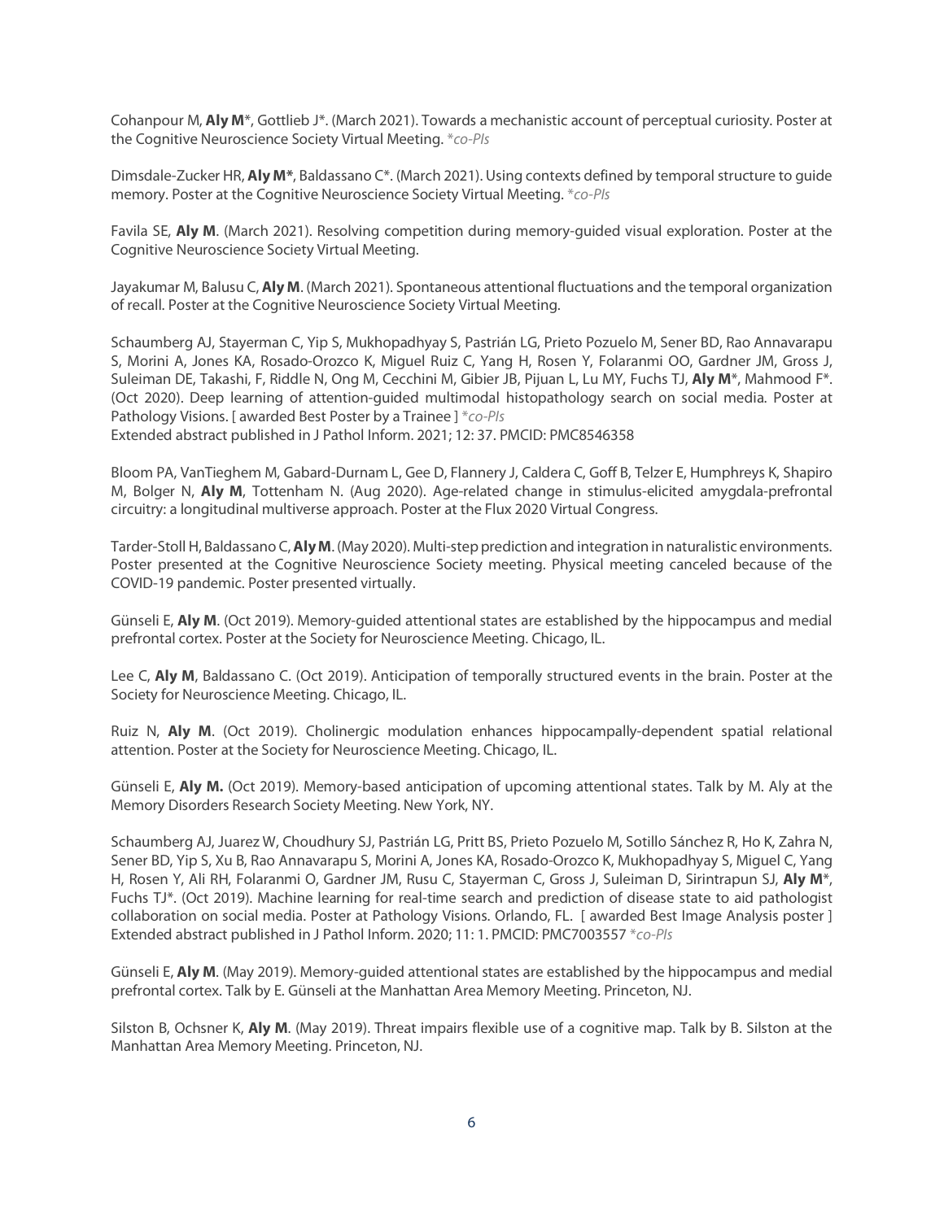Cohanpour M, **Aly M***, Gottlieb J*. (March 2021). Towards a mechanistic account of perceptual curiosity. Poster at the Cognitive Neuroscience Society Virtual Meeting. *\*co-PIs*

Dimsdale-Zucker HR, **Aly M***, Baldassano C*. (March 2021). Using contexts defined by temporal structure to guide memory. Poster at the Cognitive Neuroscience Society Virtual Meeting. *\*co-PIs*

Favila SE, **Aly M**. (March 2021). Resolving competition during memory-guided visual exploration. Poster at the Cognitive Neuroscience Society Virtual Meeting.

Jayakumar M, Balusu C, **Aly M**. (March 2021). Spontaneous attentional fluctuations and the temporal organization of recall. Poster at the Cognitive Neuroscience Society Virtual Meeting.

Schaumberg AJ, Stayerman C, Yip S, Mukhopadhyay S, Pastrián LG, Prieto Pozuelo M, Sener BD, Rao Annavarapu S, Morini A, Jones KA, Rosado-Orozco K, Miguel Ruiz C, Yang H, Rosen Y, Folaranmi OO, Gardner JM, Gross J, Suleiman DE, Takashi, F, Riddle N, Ong M, Cecchini M, Gibier JB, Pijuan L, Lu MY, Fuchs TJ, **Aly M***, Mahmood F*. (Oct 2020). Deep learning of attention-guided multimodal histopathology search on social media. Poster at Pathology Visions. [ awarded Best Poster by a Trainee ] *\*co-PIs*
Extended abstract published in J Pathol Inform. 2021; 12: 37. PMCID: PMC8546358

Bloom PA, VanTieghem M, Gabard-Durnam L, Gee D, Flannery J, Caldera C, Goff B, Telzer E, Humphreys K, Shapiro M, Bolger N, **Aly M**, Tottenham N. (Aug 2020). Age-related change in stimulus-elicited amygdala-prefrontal circuitry: a longitudinal multiverse approach. Poster at the Flux 2020 Virtual Congress.

Tarder-Stoll H, Baldassano C, **Aly M**. (May 2020). Multi-step prediction and integration in naturalistic environments. Poster presented at the Cognitive Neuroscience Society meeting. Physical meeting canceled because of the COVID-19 pandemic. Poster presented virtually.

Günseli E, **Aly M**. (Oct 2019). Memory-guided attentional states are established by the hippocampus and medial prefrontal cortex. Poster at the Society for Neuroscience Meeting. Chicago, IL.

Lee C, **Aly M**, Baldassano C. (Oct 2019). Anticipation of temporally structured events in the brain. Poster at the Society for Neuroscience Meeting. Chicago, IL.

Ruiz N, **Aly M**. (Oct 2019). Cholinergic modulation enhances hippocampally-dependent spatial relational attention. Poster at the Society for Neuroscience Meeting. Chicago, IL.

Günseli E, **Aly M.** (Oct 2019). Memory-based anticipation of upcoming attentional states. Talk by M. Aly at the Memory Disorders Research Society Meeting. New York, NY.

Schaumberg AJ, Juarez W, Choudhury SJ, Pastrián LG, Pritt BS, Prieto Pozuelo M, Sotillo Sánchez R, Ho K, Zahra N, Sener BD, Yip S, Xu B, Rao Annavarapu S, Morini A, Jones KA, Rosado-Orozco K, Mukhopadhyay S, Miguel C, Yang H, Rosen Y, Ali RH, Folaranmi O, Gardner JM, Rusu C, Stayerman C, Gross J, Suleiman D, Sirintrapun SJ, **Aly M***, Fuchs TJ*. (Oct 2019). Machine learning for real-time search and prediction of disease state to aid pathologist collaboration on social media. Poster at Pathology Visions. Orlando, FL. [ awarded Best Image Analysis poster ] Extended abstract published in J Pathol Inform. 2020; 11: 1. PMCID: PMC7003557 *\*co-PIs*

Günseli E, **Aly M**. (May 2019). Memory-guided attentional states are established by the hippocampus and medial prefrontal cortex. Talk by E. Günseli at the Manhattan Area Memory Meeting. Princeton, NJ.

Silston B, Ochsner K, **Aly M**. (May 2019). Threat impairs flexible use of a cognitive map. Talk by B. Silston at the Manhattan Area Memory Meeting. Princeton, NJ.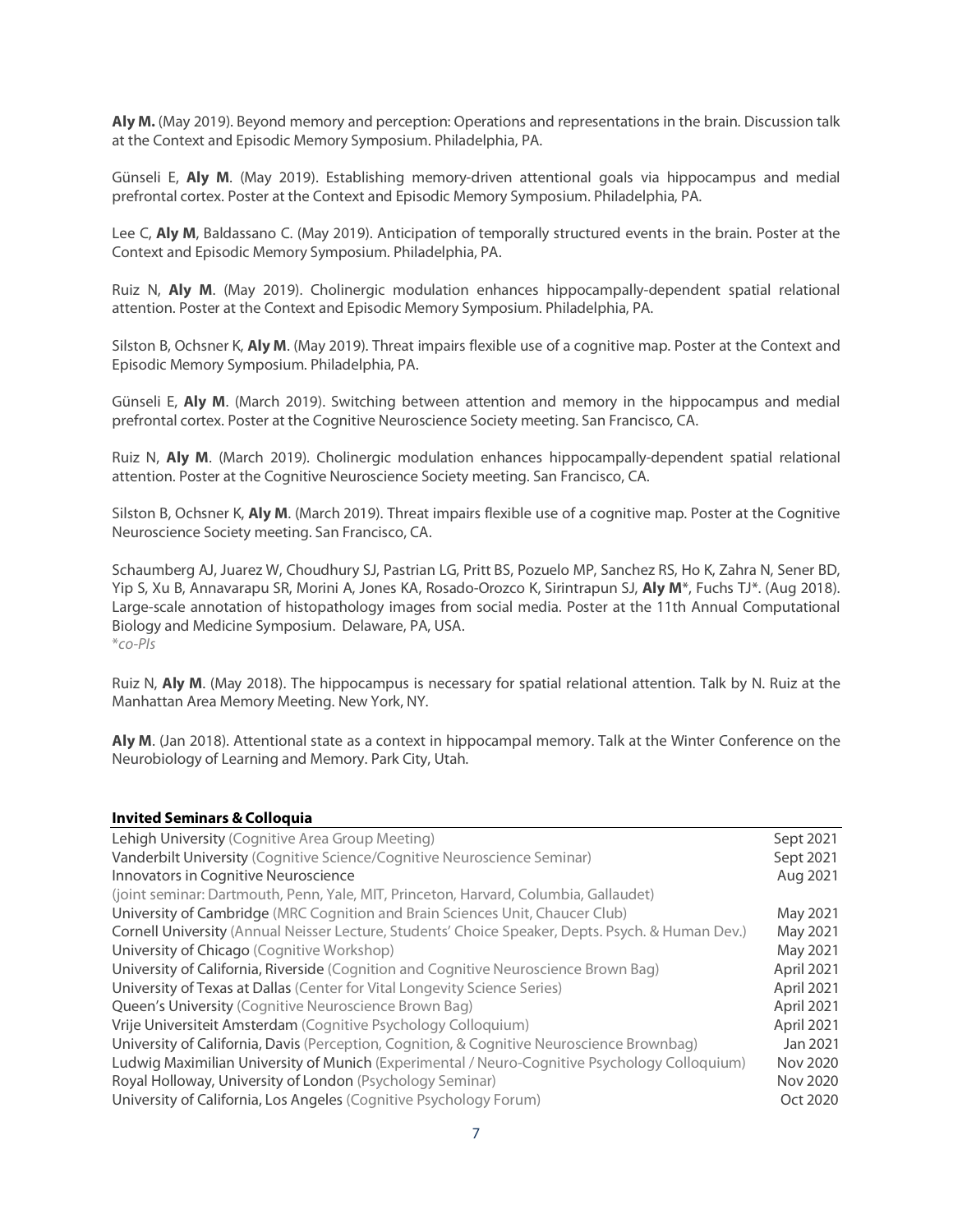**Aly M.** (May 2019). Beyond memory and perception: Operations and representations in the brain. Discussion talk at the Context and Episodic Memory Symposium. Philadelphia, PA.

Günseli E, **Aly M**. (May 2019). Establishing memory-driven attentional goals via hippocampus and medial prefrontal cortex. Poster at the Context and Episodic Memory Symposium. Philadelphia, PA.

Lee C, **Aly M**, Baldassano C. (May 2019). Anticipation of temporally structured events in the brain. Poster at the Context and Episodic Memory Symposium. Philadelphia, PA.

Ruiz N, **Aly M**. (May 2019). Cholinergic modulation enhances hippocampally-dependent spatial relational attention. Poster at the Context and Episodic Memory Symposium. Philadelphia, PA.

Silston B, Ochsner K, **Aly M**. (May 2019). Threat impairs flexible use of a cognitive map. Poster at the Context and Episodic Memory Symposium. Philadelphia, PA.

Günseli E, **Aly M**. (March 2019). Switching between attention and memory in the hippocampus and medial prefrontal cortex. Poster at the Cognitive Neuroscience Society meeting. San Francisco, CA.

Ruiz N, **Aly M**. (March 2019). Cholinergic modulation enhances hippocampally-dependent spatial relational attention. Poster at the Cognitive Neuroscience Society meeting. San Francisco, CA.

Silston B, Ochsner K, **Aly M**. (March 2019). Threat impairs flexible use of a cognitive map. Poster at the Cognitive Neuroscience Society meeting. San Francisco, CA.

Schaumberg AJ, Juarez W, Choudhury SJ, Pastrian LG, Pritt BS, Pozuelo MP, Sanchez RS, Ho K, Zahra N, Sener BD, Yip S, Xu B, Annavarapu SR, Morini A, Jones KA, Rosado-Orozco K, Sirintrapun SJ, **Aly M**\*, Fuchs TJ\*. (Aug 2018). Large-scale annotation of histopathology images from social media. Poster at the 11th Annual Computational Biology and Medicine Symposium. Delaware, PA, USA.
*\*co-PIs*

Ruiz N, **Aly M**. (May 2018). The hippocampus is necessary for spatial relational attention. Talk by N. Ruiz at the Manhattan Area Memory Meeting. New York, NY.

**Aly M**. (Jan 2018). Attentional state as a context in hippocampal memory. Talk at the Winter Conference on the Neurobiology of Learning and Memory. Park City, Utah.

## Invited Seminars & Colloquia

| | |
|---|---|
| Lehigh University (Cognitive Area Group Meeting) | Sept 2021 |
| Vanderbilt University (Cognitive Science/Cognitive Neuroscience Seminar) | Sept 2021 |
| Innovators in Cognitive Neuroscience (joint seminar: Dartmouth, Penn, Yale, MIT, Princeton, Harvard, Columbia, Gallaudet) | Aug 2021 |
| University of Cambridge (MRC Cognition and Brain Sciences Unit, Chaucer Club) | May 2021 |
| Cornell University (Annual Neisser Lecture, Students' Choice Speaker, Depts. Psych. & Human Dev.) | May 2021 |
| University of Chicago (Cognitive Workshop) | May 2021 |
| University of California, Riverside (Cognition and Cognitive Neuroscience Brown Bag) | April 2021 |
| University of Texas at Dallas (Center for Vital Longevity Science Series) | April 2021 |
| Queen's University (Cognitive Neuroscience Brown Bag) | April 2021 |
| Vrije Universiteit Amsterdam (Cognitive Psychology Colloquium) | April 2021 |
| University of California, Davis (Perception, Cognition, & Cognitive Neuroscience Brownbag) | Jan 2021 |
| Ludwig Maximilian University of Munich (Experimental / Neuro-Cognitive Psychology Colloquium) | Nov 2020 |
| Royal Holloway, University of London (Psychology Seminar) | Nov 2020 |
| University of California, Los Angeles (Cognitive Psychology Forum) | Oct 2020 |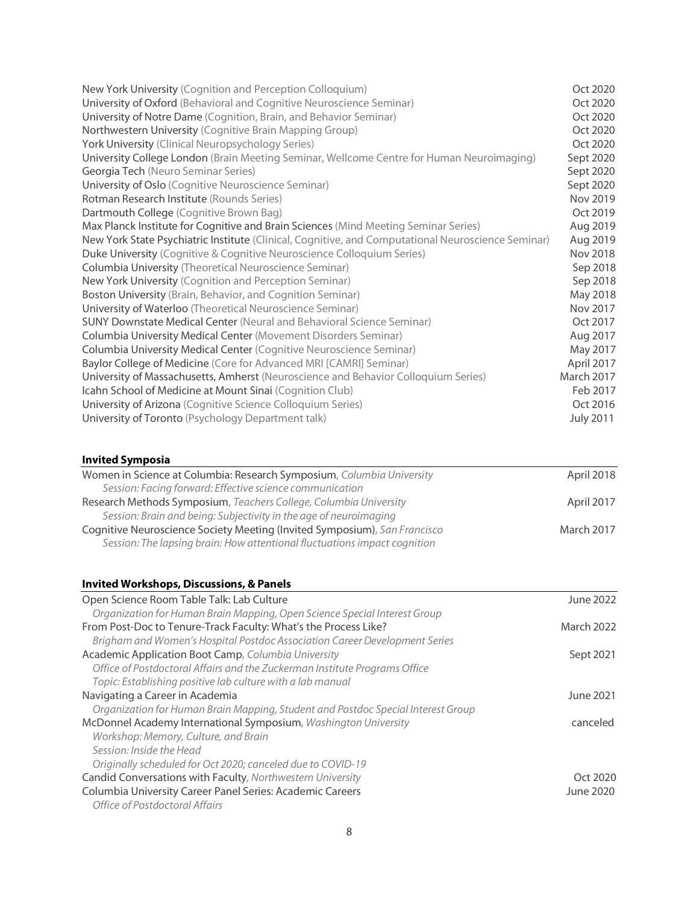New York University (Cognition and Perception Colloquium) Oct 2020
University of Oxford (Behavioral and Cognitive Neuroscience Seminar) Oct 2020
University of Notre Dame (Cognition, Brain, and Behavior Seminar) Oct 2020
Northwestern University (Cognitive Brain Mapping Group) Oct 2020
York University (Clinical Neuropsychology Series) Oct 2020
University College London (Brain Meeting Seminar, Wellcome Centre for Human Neuroimaging) Sept 2020
Georgia Tech (Neuro Seminar Series) Sept 2020
University of Oslo (Cognitive Neuroscience Seminar) Sept 2020
Rotman Research Institute (Rounds Series) Nov 2019
Dartmouth College (Cognitive Brown Bag) Oct 2019
Max Planck Institute for Cognitive and Brain Sciences (Mind Meeting Seminar Series) Aug 2019
New York State Psychiatric Institute (Clinical, Cognitive, and Computational Neuroscience Seminar) Aug 2019
Duke University (Cognitive & Cognitive Neuroscience Colloquium Series) Nov 2018
Columbia University (Theoretical Neuroscience Seminar) Sep 2018
New York University (Cognition and Perception Seminar) Sep 2018
Boston University (Brain, Behavior, and Cognition Seminar) May 2018
University of Waterloo (Theoretical Neuroscience Seminar) Nov 2017
SUNY Downstate Medical Center (Neural and Behavioral Science Seminar) Oct 2017
Columbia University Medical Center (Movement Disorders Seminar) Aug 2017
Columbia University Medical Center (Cognitive Neuroscience Seminar) May 2017
Baylor College of Medicine (Core for Advanced MRI [CAMRI] Seminar) April 2017
University of Massachusetts, Amherst (Neuroscience and Behavior Colloquium Series) March 2017
Icahn School of Medicine at Mount Sinai (Cognition Club) Feb 2017
University of Arizona (Cognitive Science Colloquium Series) Oct 2016
University of Toronto (Psychology Department talk) July 2011

**Invited Symposia**

Women in Science at Columbia: Research Symposium, *Columbia University* April 2018
*Session: Facing forward: Effective science communication*

Research Methods Symposium, *Teachers College, Columbia University* April 2017
*Session: Brain and being: Subjectivity in the age of neuroimaging*

Cognitive Neuroscience Society Meeting (Invited Symposium), *San Francisco* March 2017
*Session: The lapsing brain: How attentional fluctuations impact cognition*

**Invited Workshops, Discussions, & Panels**

Open Science Room Table Talk: Lab Culture June 2022
*Organization for Human Brain Mapping, Open Science Special Interest Group*

From Post-Doc to Tenure-Track Faculty: What's the Process Like? March 2022
*Brigham and Women's Hospital Postdoc Association Career Development Series*

Academic Application Boot Camp, *Columbia University* Sept 2021
*Office of Postdoctoral Affairs and the Zuckerman Institute Programs Office*
*Topic: Establishing positive lab culture with a lab manual*

Navigating a Career in Academia June 2021
*Organization for Human Brain Mapping, Student and Postdoc Special Interest Group*

McDonnel Academy International Symposium, *Washington University* canceled
*Workshop: Memory, Culture, and Brain*
*Session: Inside the Head*
*Originally scheduled for Oct 2020; canceled due to COVID-19*

Candid Conversations with Faculty, *Northwestern University* Oct 2020

Columbia University Career Panel Series: Academic Careers June 2020
*Office of Postdoctoral Affairs*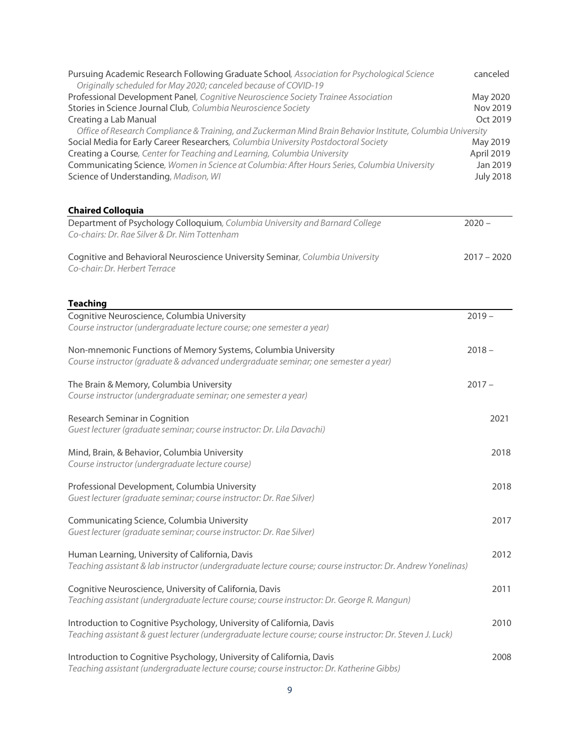Pursuing Academic Research Following Graduate School, *Association for Psychological Science* canceled
*Originally scheduled for May 2020; canceled because of COVID-19*

Professional Development Panel, *Cognitive Neuroscience Society Trainee Association* May 2020

Stories in Science Journal Club, *Columbia Neuroscience Society* Nov 2019

Creating a Lab Manual Oct 2019
*Office of Research Compliance & Training, and Zuckerman Mind Brain Behavior Institute, Columbia University*

Social Media for Early Career Researchers, *Columbia University Postdoctoral Society* May 2019

Creating a Course, *Center for Teaching and Learning, Columbia University* April 2019

Communicating Science, *Women in Science at Columbia: After Hours Series, Columbia University* Jan 2019

Science of Understanding, *Madison, WI* July 2018

**Chaired Colloquia**

Department of Psychology Colloquium, *Columbia University and Barnard College* 2020 –
*Co-chairs: Dr. Rae Silver & Dr. Nim Tottenham*

Cognitive and Behavioral Neuroscience University Seminar, *Columbia University* 2017 – 2020
*Co-chair: Dr. Herbert Terrace*

**Teaching**

Cognitive Neuroscience, Columbia University 2019 –
*Course instructor (undergraduate lecture course; one semester a year)*

Non-mnemonic Functions of Memory Systems, Columbia University 2018 –
*Course instructor (graduate & advanced undergraduate seminar; one semester a year)*

The Brain & Memory, Columbia University 2017 –
*Course instructor (undergraduate seminar; one semester a year)*

Research Seminar in Cognition 2021
*Guest lecturer (graduate seminar; course instructor: Dr. Lila Davachi)*

Mind, Brain, & Behavior, Columbia University 2018
*Course instructor (undergraduate lecture course)*

Professional Development, Columbia University 2018
*Guest lecturer (graduate seminar; course instructor: Dr. Rae Silver)*

Communicating Science, Columbia University 2017
*Guest lecturer (graduate seminar; course instructor: Dr. Rae Silver)*

Human Learning, University of California, Davis 2012
*Teaching assistant & lab instructor (undergraduate lecture course; course instructor: Dr. Andrew Yonelinas)*

Cognitive Neuroscience, University of California, Davis 2011
*Teaching assistant (undergraduate lecture course; course instructor: Dr. George R. Mangun)*

Introduction to Cognitive Psychology, University of California, Davis 2010
*Teaching assistant & guest lecturer (undergraduate lecture course; course instructor: Dr. Steven J. Luck)*

Introduction to Cognitive Psychology, University of California, Davis 2008
*Teaching assistant (undergraduate lecture course; course instructor: Dr. Katherine Gibbs)*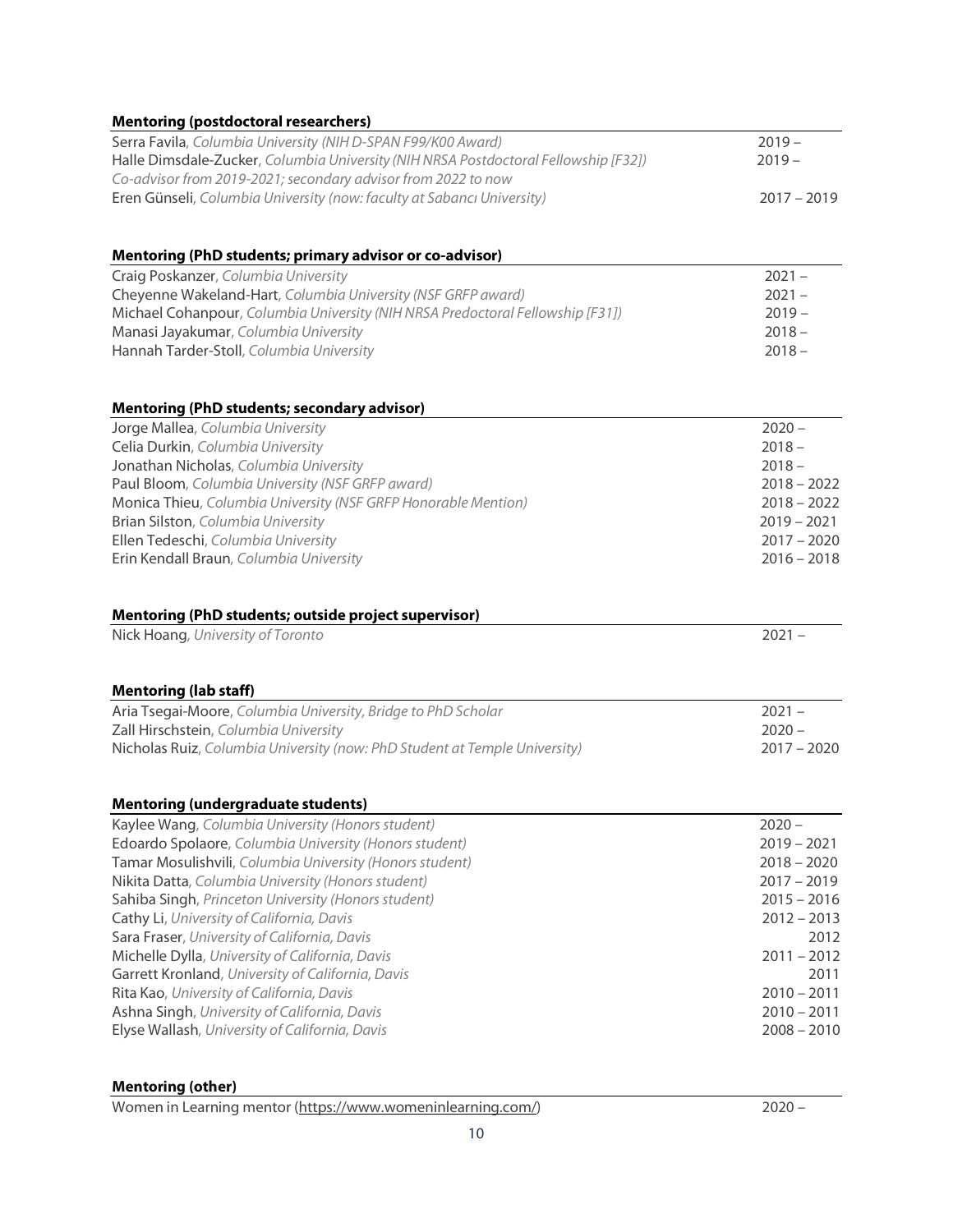**Mentoring (postdoctoral researchers)**

| | |
|---|---|
| Serra Favila, *Columbia University (NIH D-SPAN F99/K00 Award)* | 2019 – |
| Halle Dimsdale-Zucker, *Columbia University (NIH NRSA Postdoctoral Fellowship [F32])* *Co-advisor from 2019-2021; secondary advisor from 2022 to now* | 2019 – |
| Eren Günseli, *Columbia University (now: faculty at Sabancı University)* | 2017 – 2019 |

**Mentoring (PhD students; primary advisor or co-advisor)**

| | |
|---|---|
| Craig Poskanzer, *Columbia University* | 2021 – |
| Cheyenne Wakeland-Hart, *Columbia University (NSF GRFP award)* | 2021 – |
| Michael Cohanpour, *Columbia University (NIH NRSA Predoctoral Fellowship [F31])* | 2019 – |
| Manasi Jayakumar, *Columbia University* | 2018 – |
| Hannah Tarder-Stoll, *Columbia University* | 2018 – |

**Mentoring (PhD students; secondary advisor)**

| | |
|---|---|
| Jorge Mallea, *Columbia University* | 2020 – |
| Celia Durkin, *Columbia University* | 2018 – |
| Jonathan Nicholas, *Columbia University* | 2018 – |
| Paul Bloom, *Columbia University (NSF GRFP award)* | 2018 – 2022 |
| Monica Thieu, *Columbia University (NSF GRFP Honorable Mention)* | 2018 – 2022 |
| Brian Silston, *Columbia University* | 2019 – 2021 |
| Ellen Tedeschi, *Columbia University* | 2017 – 2020 |
| Erin Kendall Braun, *Columbia University* | 2016 – 2018 |

**Mentoring (PhD students; outside project supervisor)**

| | |
|---|---|
| Nick Hoang, *University of Toronto* | 2021 – |

**Mentoring (lab staff)**

| | |
|---|---|
| Aria Tsegai-Moore, *Columbia University, Bridge to PhD Scholar* | 2021 – |
| Zall Hirschstein, *Columbia University* | 2020 – |
| Nicholas Ruiz, *Columbia University (now: PhD Student at Temple University)* | 2017 – 2020 |

**Mentoring (undergraduate students)**

| | |
|---|---|
| Kaylee Wang, *Columbia University (Honors student)* | 2020 – |
| Edoardo Spolaore, *Columbia University (Honors student)* | 2019 – 2021 |
| Tamar Mosulishvili, *Columbia University (Honors student)* | 2018 – 2020 |
| Nikita Datta, *Columbia University (Honors student)* | 2017 – 2019 |
| Sahiba Singh, *Princeton University (Honors student)* | 2015 – 2016 |
| Cathy Li, *University of California, Davis* | 2012 – 2013 |
| Sara Fraser, *University of California, Davis* | 2012 |
| Michelle Dylla, *University of California, Davis* | 2011 – 2012 |
| Garrett Kronland, *University of California, Davis* | 2011 |
| Rita Kao, *University of California, Davis* | 2010 – 2011 |
| Ashna Singh, *University of California, Davis* | 2010 – 2011 |
| Elyse Wallash, *University of California, Davis* | 2008 – 2010 |

**Mentoring (other)**

| | |
|---|---|
| Women in Learning mentor (https://www.womeninlearning.com/) | 2020 – |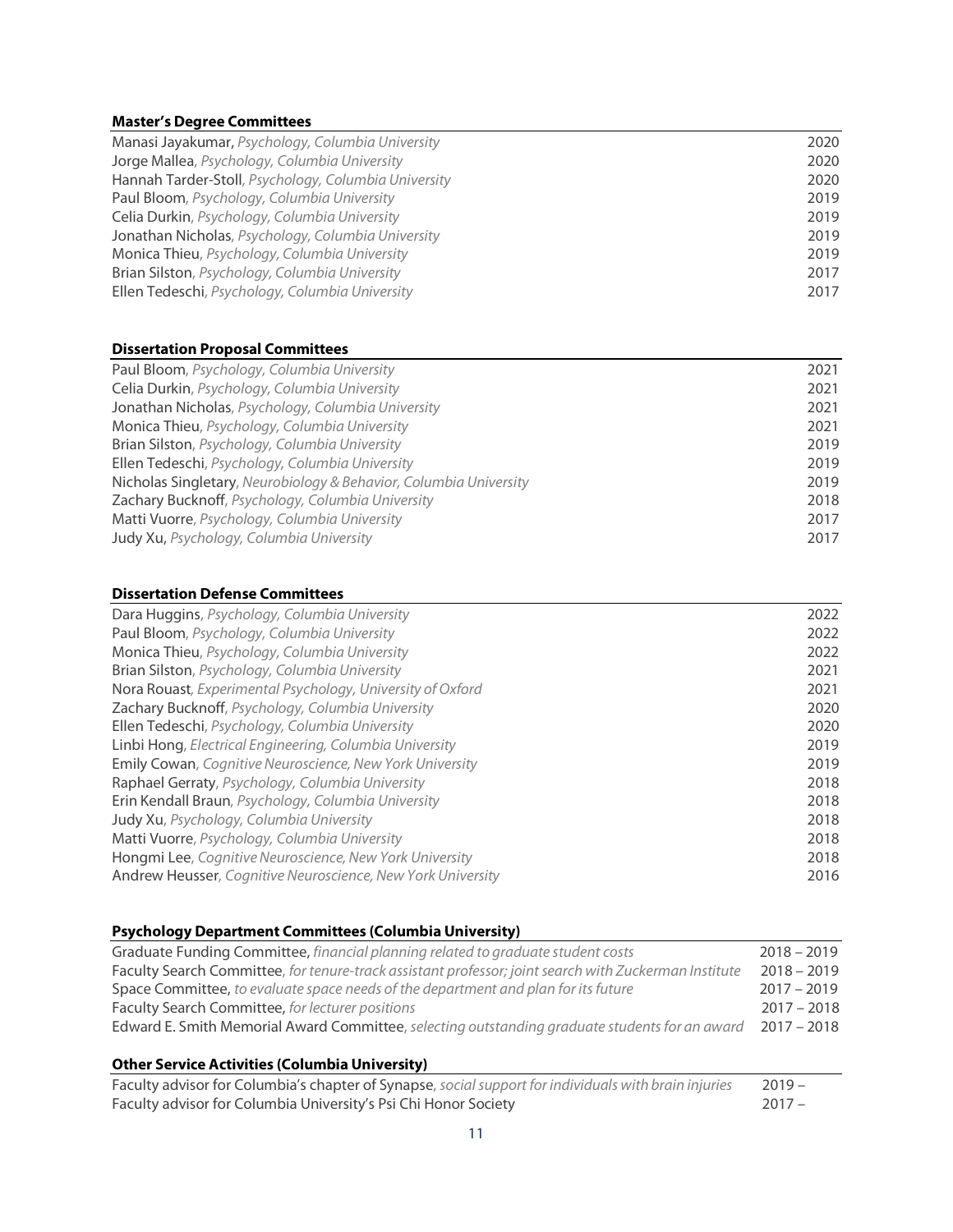### Master's Degree Committees

| | |
|---|---|
| Manasi Jayakumar, *Psychology, Columbia University* | 2020 |
| Jorge Mallea, *Psychology, Columbia University* | 2020 |
| Hannah Tarder-Stoll, *Psychology, Columbia University* | 2020 |
| Paul Bloom, *Psychology, Columbia University* | 2019 |
| Celia Durkin, *Psychology, Columbia University* | 2019 |
| Jonathan Nicholas, *Psychology, Columbia University* | 2019 |
| Monica Thieu, *Psychology, Columbia University* | 2019 |
| Brian Silston, *Psychology, Columbia University* | 2017 |
| Ellen Tedeschi, *Psychology, Columbia University* | 2017 |

### Dissertation Proposal Committees

| | |
|---|---|
| Paul Bloom, *Psychology, Columbia University* | 2021 |
| Celia Durkin, *Psychology, Columbia University* | 2021 |
| Jonathan Nicholas, *Psychology, Columbia University* | 2021 |
| Monica Thieu, *Psychology, Columbia University* | 2021 |
| Brian Silston, *Psychology, Columbia University* | 2019 |
| Ellen Tedeschi, *Psychology, Columbia University* | 2019 |
| Nicholas Singletary, *Neurobiology & Behavior, Columbia University* | 2019 |
| Zachary Bucknoff, *Psychology, Columbia University* | 2018 |
| Matti Vuorre, *Psychology, Columbia University* | 2017 |
| Judy Xu, *Psychology, Columbia University* | 2017 |

### Dissertation Defense Committees

| | |
|---|---|
| Dara Huggins, *Psychology, Columbia University* | 2022 |
| Paul Bloom, *Psychology, Columbia University* | 2022 |
| Monica Thieu, *Psychology, Columbia University* | 2022 |
| Brian Silston, *Psychology, Columbia University* | 2021 |
| Nora Rouast, *Experimental Psychology, University of Oxford* | 2021 |
| Zachary Bucknoff, *Psychology, Columbia University* | 2020 |
| Ellen Tedeschi, *Psychology, Columbia University* | 2020 |
| Linbi Hong, *Electrical Engineering, Columbia University* | 2019 |
| Emily Cowan, *Cognitive Neuroscience, New York University* | 2019 |
| Raphael Gerraty, *Psychology, Columbia University* | 2018 |
| Erin Kendall Braun, *Psychology, Columbia University* | 2018 |
| Judy Xu, *Psychology, Columbia University* | 2018 |
| Matti Vuorre, *Psychology, Columbia University* | 2018 |
| Hongmi Lee, *Cognitive Neuroscience, New York University* | 2018 |
| Andrew Heusser, *Cognitive Neuroscience, New York University* | 2016 |

### Psychology Department Committees (Columbia University)

| | |
|---|---|
| Graduate Funding Committee, *financial planning related to graduate student costs* | 2018 – 2019 |
| Faculty Search Committee, *for tenure-track assistant professor; joint search with Zuckerman Institute* | 2018 – 2019 |
| Space Committee, *to evaluate space needs of the department and plan for its future* | 2017 – 2019 |
| Faculty Search Committee, *for lecturer positions* | 2017 – 2018 |
| Edward E. Smith Memorial Award Committee, *selecting outstanding graduate students for an award* | 2017 – 2018 |

### Other Service Activities (Columbia University)

| | |
|---|---|
| Faculty advisor for Columbia's chapter of Synapse, *social support for individuals with brain injuries* | 2019 – |
| Faculty advisor for Columbia University's Psi Chi Honor Society | 2017 – |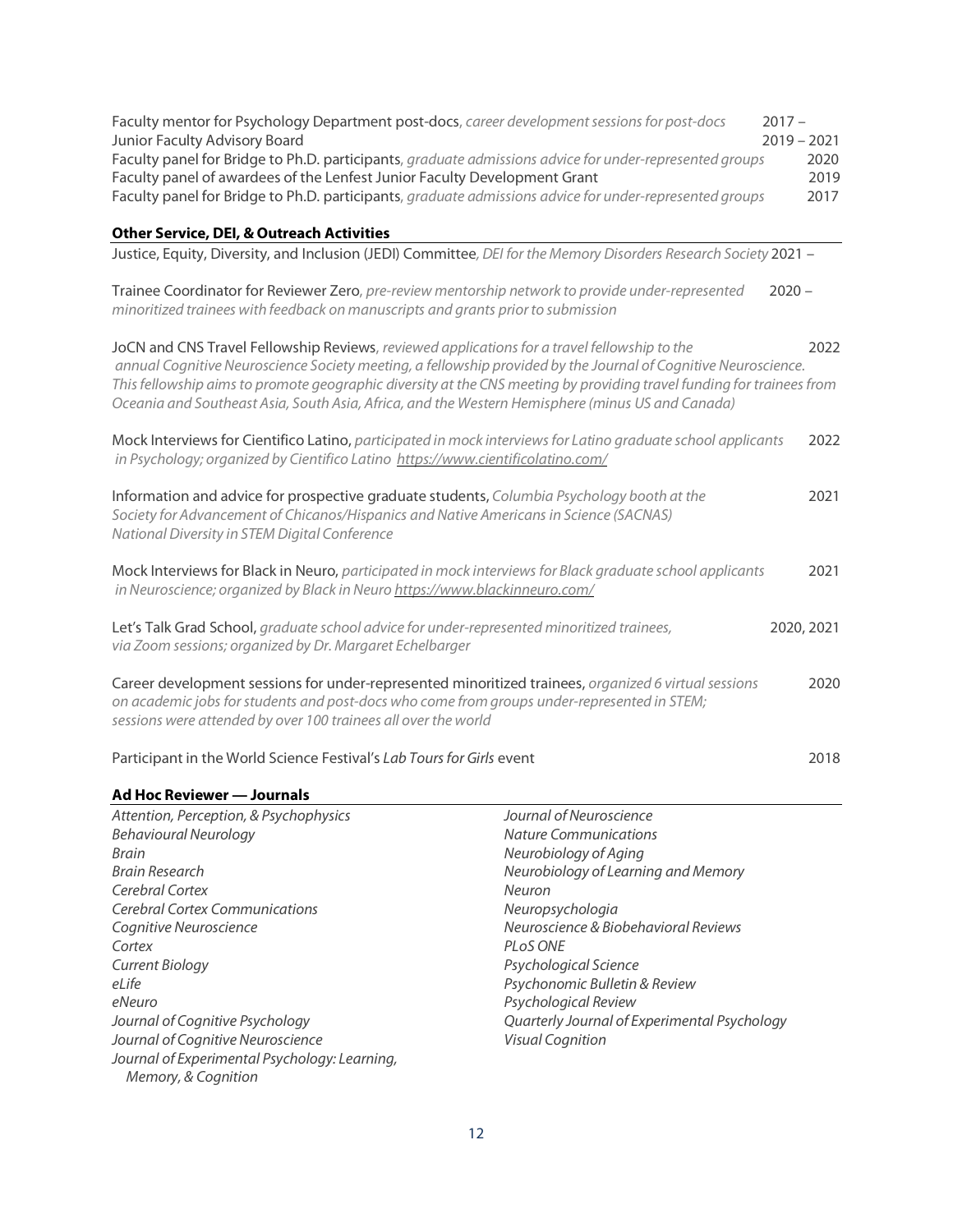Faculty mentor for Psychology Department post-docs, *career development sessions for post-docs* 2017 –
Junior Faculty Advisory Board 2019 – 2021
Faculty panel for Bridge to Ph.D. participants, *graduate admissions advice for under-represented groups* 2020
Faculty panel of awardees of the Lenfest Junior Faculty Development Grant 2019
Faculty panel for Bridge to Ph.D. participants, *graduate admissions advice for under-represented groups* 2017

**Other Service, DEI, & Outreach Activities**

Justice, Equity, Diversity, and Inclusion (JEDI) Committee, *DEI for the Memory Disorders Research Society* 2021 –

Trainee Coordinator for Reviewer Zero, *pre-review mentorship network to provide under-represented minoritized trainees with feedback on manuscripts and grants prior to submission* 2020 –

JoCN and CNS Travel Fellowship Reviews, *reviewed applications for a travel fellowship to the annual Cognitive Neuroscience Society meeting, a fellowship provided by the Journal of Cognitive Neuroscience. This fellowship aims to promote geographic diversity at the CNS meeting by providing travel funding for trainees from Oceania and Southeast Asia, South Asia, Africa, and the Western Hemisphere (minus US and Canada)* 2022

Mock Interviews for Cientifico Latino, *participated in mock interviews for Latino graduate school applicants in Psychology; organized by Cientifico Latino https://www.cientificolatino.com/* 2022

Information and advice for prospective graduate students, *Columbia Psychology booth at the Society for Advancement of Chicanos/Hispanics and Native Americans in Science (SACNAS) National Diversity in STEM Digital Conference* 2021

Mock Interviews for Black in Neuro, *participated in mock interviews for Black graduate school applicants in Neuroscience; organized by Black in Neuro https://www.blackinneuro.com/* 2021

Let's Talk Grad School, *graduate school advice for under-represented minoritized trainees, via Zoom sessions; organized by Dr. Margaret Echelbarger* 2020, 2021

Career development sessions for under-represented minoritized trainees, *organized 6 virtual sessions on academic jobs for students and post-docs who come from groups under-represented in STEM; sessions were attended by over 100 trainees all over the world* 2020

Participant in the World Science Festival's *Lab Tours for Girls* event 2018

**Ad Hoc Reviewer — Journals**

*Attention, Perception, & Psychophysics*
*Behavioural Neurology*
*Brain*
*Brain Research*
*Cerebral Cortex*
*Cerebral Cortex Communications*
*Cognitive Neuroscience*
*Cortex*
*Current Biology*
*eLife*
*eNeuro*
*Journal of Cognitive Psychology*
*Journal of Cognitive Neuroscience*
*Journal of Experimental Psychology: Learning, Memory, & Cognition*
*Journal of Neuroscience*
*Nature Communications*
*Neurobiology of Aging*
*Neurobiology of Learning and Memory*
*Neuron*
*Neuropsychologia*
*Neuroscience & Biobehavioral Reviews*
*PLoS ONE*
*Psychological Science*
*Psychonomic Bulletin & Review*
*Psychological Review*
*Quarterly Journal of Experimental Psychology*
*Visual Cognition*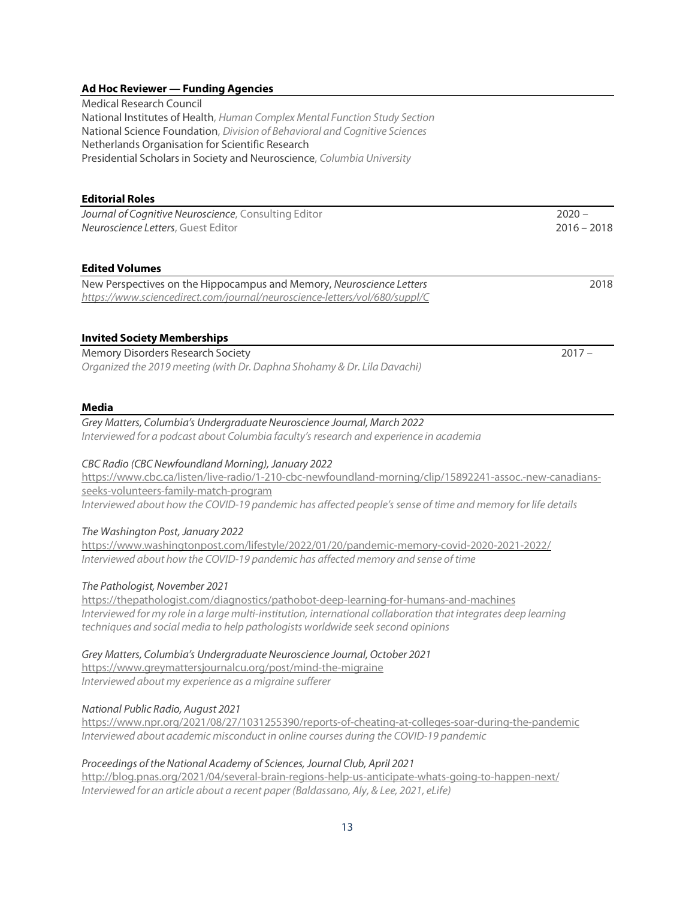### Ad Hoc Reviewer — Funding Agencies

Medical Research Council
National Institutes of Health, *Human Complex Mental Function Study Section*
National Science Foundation, *Division of Behavioral and Cognitive Sciences*
Netherlands Organisation for Scientific Research
Presidential Scholars in Society and Neuroscience, *Columbia University*

### Editorial Roles

*Journal of Cognitive Neuroscience*, Consulting Editor — 2020 –
*Neuroscience Letters*, Guest Editor — 2016 – 2018

### Edited Volumes

New Perspectives on the Hippocampus and Memory, *Neuroscience Letters* — 2018
*https://www.sciencedirect.com/journal/neuroscience-letters/vol/680/suppl/C*

### Invited Society Memberships

Memory Disorders Research Society — 2017 –
*Organized the 2019 meeting (with Dr. Daphna Shohamy & Dr. Lila Davachi)*

### Media

*Grey Matters, Columbia's Undergraduate Neuroscience Journal, March 2022*
*Interviewed for a podcast about Columbia faculty's research and experience in academia*

*CBC Radio (CBC Newfoundland Morning), January 2022*
https://www.cbc.ca/listen/live-radio/1-210-cbc-newfoundland-morning/clip/15892241-assoc.-new-canadians-seeks-volunteers-family-match-program
*Interviewed about how the COVID-19 pandemic has affected people's sense of time and memory for life details*

*The Washington Post, January 2022*
https://www.washingtonpost.com/lifestyle/2022/01/20/pandemic-memory-covid-2020-2021-2022/
*Interviewed about how the COVID-19 pandemic has affected memory and sense of time*

*The Pathologist, November 2021*
https://thepathologist.com/diagnostics/pathobot-deep-learning-for-humans-and-machines
*Interviewed for my role in a large multi-institution, international collaboration that integrates deep learning techniques and social media to help pathologists worldwide seek second opinions*

*Grey Matters, Columbia's Undergraduate Neuroscience Journal, October 2021*
https://www.greymattersjournalcu.org/post/mind-the-migraine
*Interviewed about my experience as a migraine sufferer*

*National Public Radio, August 2021*
https://www.npr.org/2021/08/27/1031255390/reports-of-cheating-at-colleges-soar-during-the-pandemic
*Interviewed about academic misconduct in online courses during the COVID-19 pandemic*

*Proceedings of the National Academy of Sciences, Journal Club, April 2021*
http://blog.pnas.org/2021/04/several-brain-regions-help-us-anticipate-whats-going-to-happen-next/
*Interviewed for an article about a recent paper (Baldassano, Aly, & Lee, 2021, eLife)*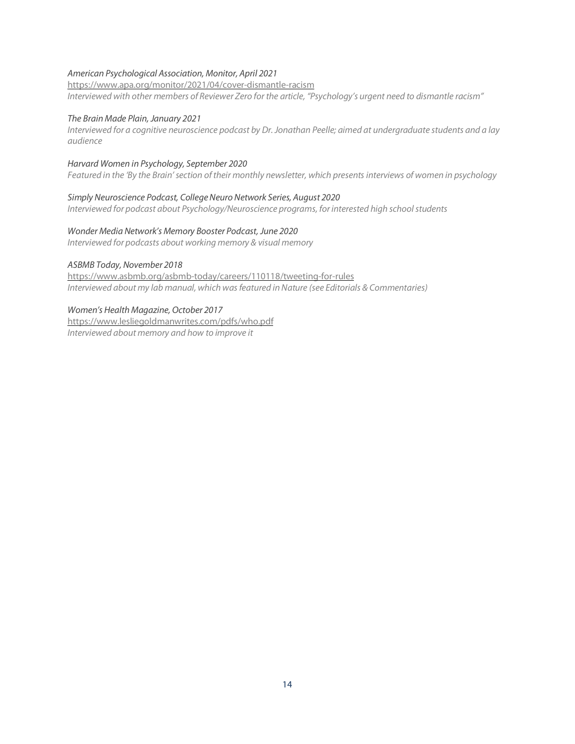*American Psychological Association, Monitor, April 2021*
https://www.apa.org/monitor/2021/04/cover-dismantle-racism
*Interviewed with other members of Reviewer Zero for the article, "Psychology's urgent need to dismantle racism"*

*The Brain Made Plain, January 2021*
*Interviewed for a cognitive neuroscience podcast by Dr. Jonathan Peelle; aimed at undergraduate students and a lay audience*

*Harvard Women in Psychology, September 2020*
*Featured in the 'By the Brain' section of their monthly newsletter, which presents interviews of women in psychology*

*Simply Neuroscience Podcast, College Neuro Network Series, August 2020*
*Interviewed for podcast about Psychology/Neuroscience programs, for interested high school students*

*Wonder Media Network's Memory Booster Podcast, June 2020*
*Interviewed for podcasts about working memory & visual memory*

*ASBMB Today, November 2018*
https://www.asbmb.org/asbmb-today/careers/110118/tweeting-for-rules
*Interviewed about my lab manual, which was featured in Nature (see Editorials & Commentaries)*

*Women's Health Magazine, October 2017*
https://www.lesliegoldmanwrites.com/pdfs/who.pdf
*Interviewed about memory and how to improve it*